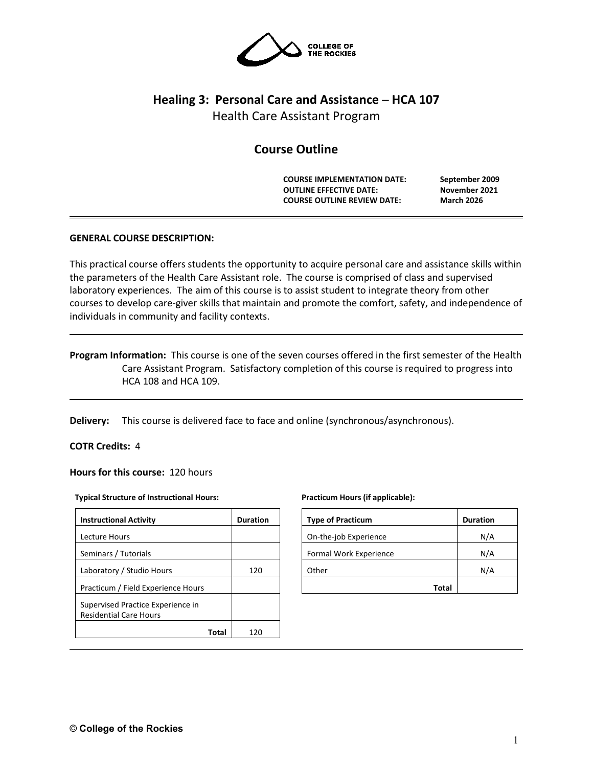# Healing 3: Personal Care and Assistance – HCA 107

Health Care Assistant Program

## Course Outline

| | |
|---|---|
| **COURSE IMPLEMENTATION DATE:** | **September 2009** |
| **OUTLINE EFFECTIVE DATE:** | **November 2021** |
| **COURSE OUTLINE REVIEW DATE:** | **March 2026** |

---

**GENERAL COURSE DESCRIPTION:**

This practical course offers students the opportunity to acquire personal care and assistance skills within the parameters of the Health Care Assistant role. The course is comprised of class and supervised laboratory experiences. The aim of this course is to assist student to integrate theory from other courses to develop care-giver skills that maintain and promote the comfort, safety, and independence of individuals in community and facility contexts.

---

**Program Information:** This course is one of the seven courses offered in the first semester of the Health Care Assistant Program. Satisfactory completion of this course is required to progress into HCA 108 and HCA 109.

---

**Delivery:** This course is delivered face to face and online (synchronous/asynchronous).

**COTR Credits:** 4

**Hours for this course:** 120 hours

**Typical Structure of Instructional Hours:**

| Instructional Activity | Duration |
|---|---|
| Lecture Hours | |
| Seminars / Tutorials | |
| Laboratory / Studio Hours | 120 |
| Practicum / Field Experience Hours | |
| Supervised Practice Experience in Residential Care Hours | |
| **Total** | 120 |

**Practicum Hours (if applicable):**

| Type of Practicum | Duration |
|---|---|
| On-the-job Experience | N/A |
| Formal Work Experience | N/A |
| Other | N/A |
| **Total** | |

---

© College of the Rockies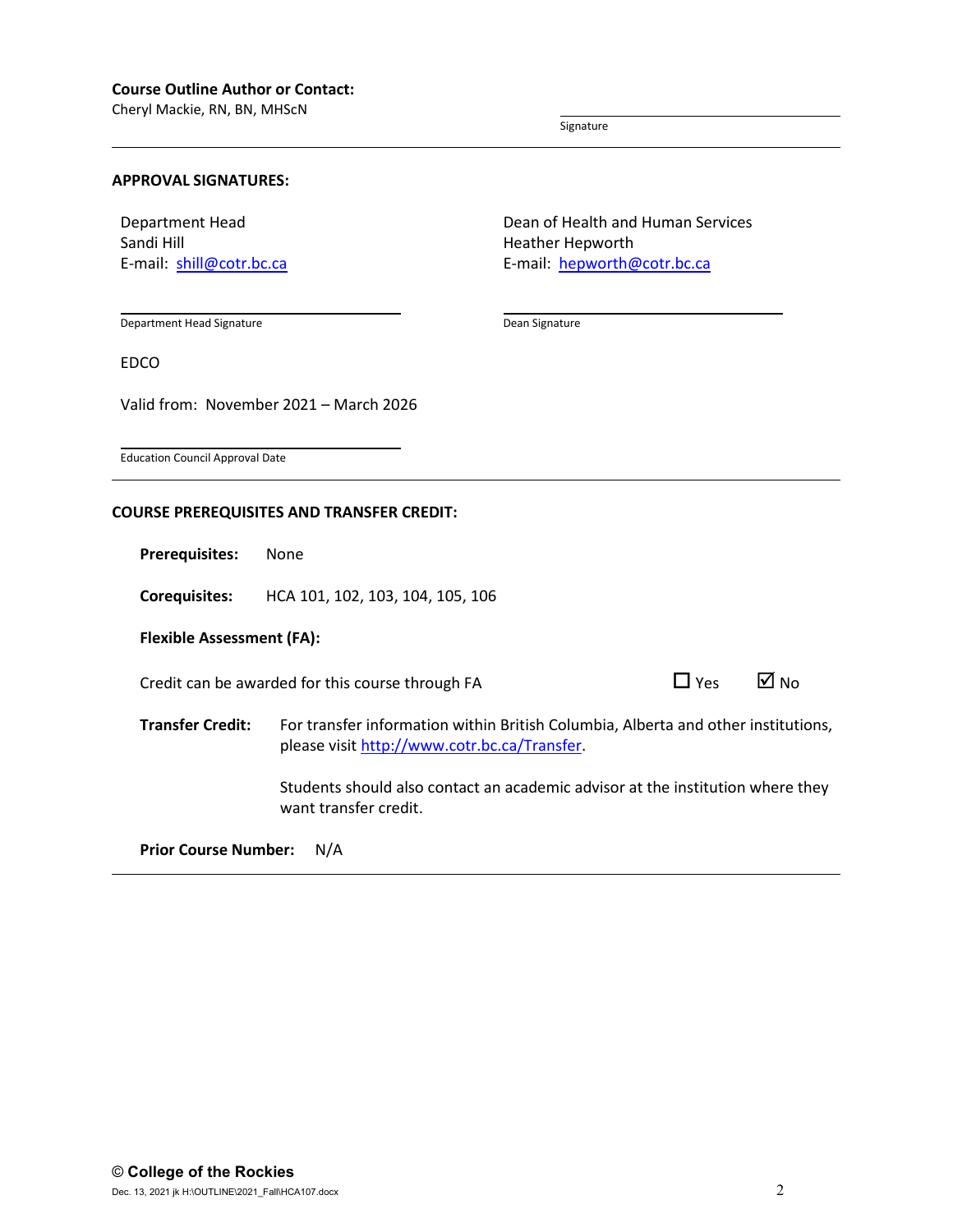**Course Outline Author or Contact:**

Cheryl Mackie, RN, BN, MHScN

Signature

---

**APPROVAL SIGNATURES:**

Department Head
Sandi Hill
E-mail: [shill@cotr.bc.ca](mailto:shill@cotr.bc.ca)

Department Head Signature

Dean of Health and Human Services
Heather Hepworth
E-mail: [hepworth@cotr.bc.ca](mailto:hepworth@cotr.bc.ca)

Dean Signature

EDCO

Valid from: November 2021 – March 2026

Education Council Approval Date

---

**COURSE PREREQUISITES AND TRANSFER CREDIT:**

**Prerequisites:** None

**Corequisites:** HCA 101, 102, 103, 104, 105, 106

**Flexible Assessment (FA):**

Credit can be awarded for this course through FA ☐ Yes ☑ No

**Transfer Credit:** For transfer information within British Columbia, Alberta and other institutions, please visit [http://www.cotr.bc.ca/Transfer](http://www.cotr.bc.ca/Transfer).

Students should also contact an academic advisor at the institution where they want transfer credit.

**Prior Course Number:** N/A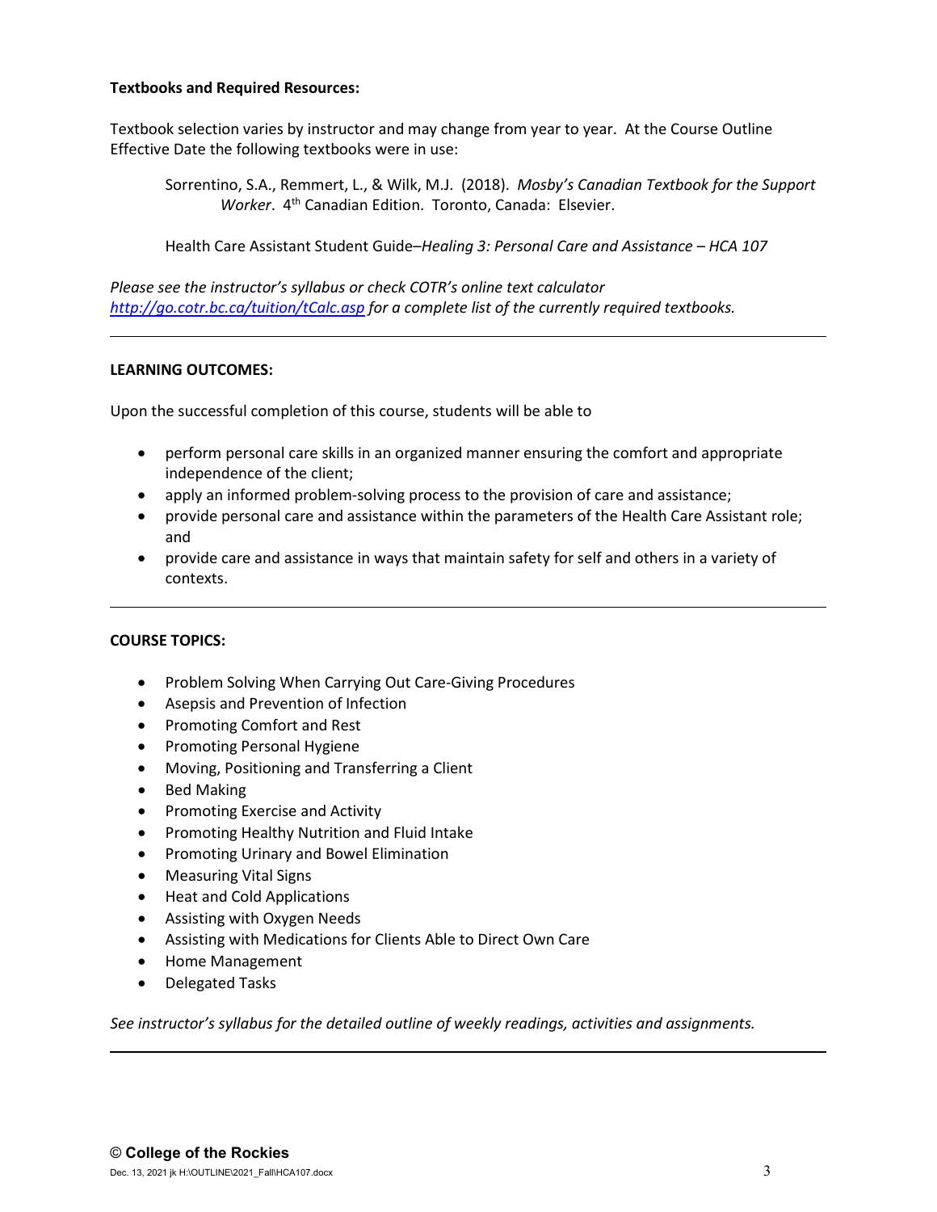**Textbooks and Required Resources:**

Textbook selection varies by instructor and may change from year to year. At the Course Outline Effective Date the following textbooks were in use:

> Sorrentino, S.A., Remmert, L., & Wilk, M.J. (2018). *Mosby's Canadian Textbook for the Support Worker*. 4th Canadian Edition. Toronto, Canada: Elsevier.
>
> Health Care Assistant Student Guide–*Healing 3: Personal Care and Assistance – HCA 107*

*Please see the instructor's syllabus or check COTR's online text calculator [http://go.cotr.bc.ca/tuition/tCalc.asp](http://go.cotr.bc.ca/tuition/tCalc.asp) for a complete list of the currently required textbooks.*

---

**LEARNING OUTCOMES:**

Upon the successful completion of this course, students will be able to

- perform personal care skills in an organized manner ensuring the comfort and appropriate independence of the client;
- apply an informed problem-solving process to the provision of care and assistance;
- provide personal care and assistance within the parameters of the Health Care Assistant role; and
- provide care and assistance in ways that maintain safety for self and others in a variety of contexts.

---

**COURSE TOPICS:**

- Problem Solving When Carrying Out Care-Giving Procedures
- Asepsis and Prevention of Infection
- Promoting Comfort and Rest
- Promoting Personal Hygiene
- Moving, Positioning and Transferring a Client
- Bed Making
- Promoting Exercise and Activity
- Promoting Healthy Nutrition and Fluid Intake
- Promoting Urinary and Bowel Elimination
- Measuring Vital Signs
- Heat and Cold Applications
- Assisting with Oxygen Needs
- Assisting with Medications for Clients Able to Direct Own Care
- Home Management
- Delegated Tasks

*See instructor's syllabus for the detailed outline of weekly readings, activities and assignments.*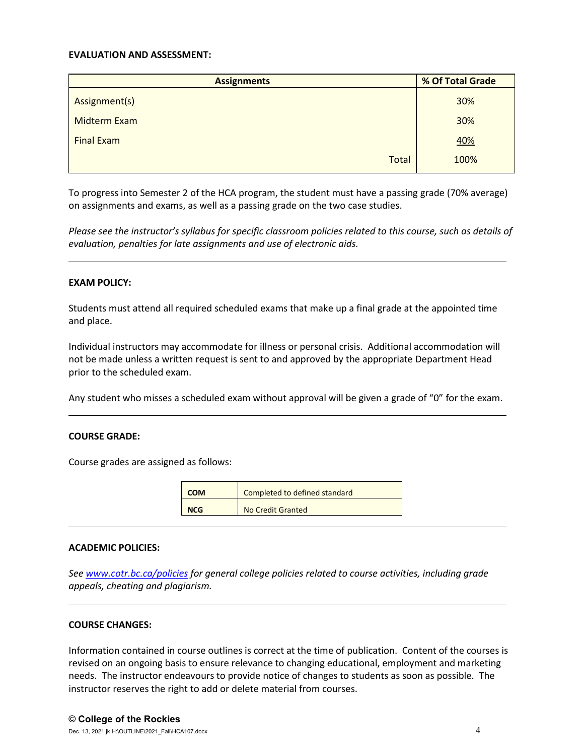**EVALUATION AND ASSESSMENT:**

| Assignments | % Of Total Grade |
|---|---|
| Assignment(s) | 30% |
| Midterm Exam | 30% |
| Final Exam | 40% |
| Total | 100% |

To progress into Semester 2 of the HCA program, the student must have a passing grade (70% average) on assignments and exams, as well as a passing grade on the two case studies.

*Please see the instructor's syllabus for specific classroom policies related to this course, such as details of evaluation, penalties for late assignments and use of electronic aids.*

---

**EXAM POLICY:**

Students must attend all required scheduled exams that make up a final grade at the appointed time and place.

Individual instructors may accommodate for illness or personal crisis. Additional accommodation will not be made unless a written request is sent to and approved by the appropriate Department Head prior to the scheduled exam.

Any student who misses a scheduled exam without approval will be given a grade of "0" for the exam.

---

**COURSE GRADE:**

Course grades are assigned as follows:

| | |
|---|---|
| **COM** | Completed to defined standard |
| **NCG** | No Credit Granted |

---

**ACADEMIC POLICIES:**

*See [www.cotr.bc.ca/policies](http://www.cotr.bc.ca/policies) for general college policies related to course activities, including grade appeals, cheating and plagiarism.*

---

**COURSE CHANGES:**

Information contained in course outlines is correct at the time of publication. Content of the courses is revised on an ongoing basis to ensure relevance to changing educational, employment and marketing needs. The instructor endeavours to provide notice of changes to students as soon as possible. The instructor reserves the right to add or delete material from courses.